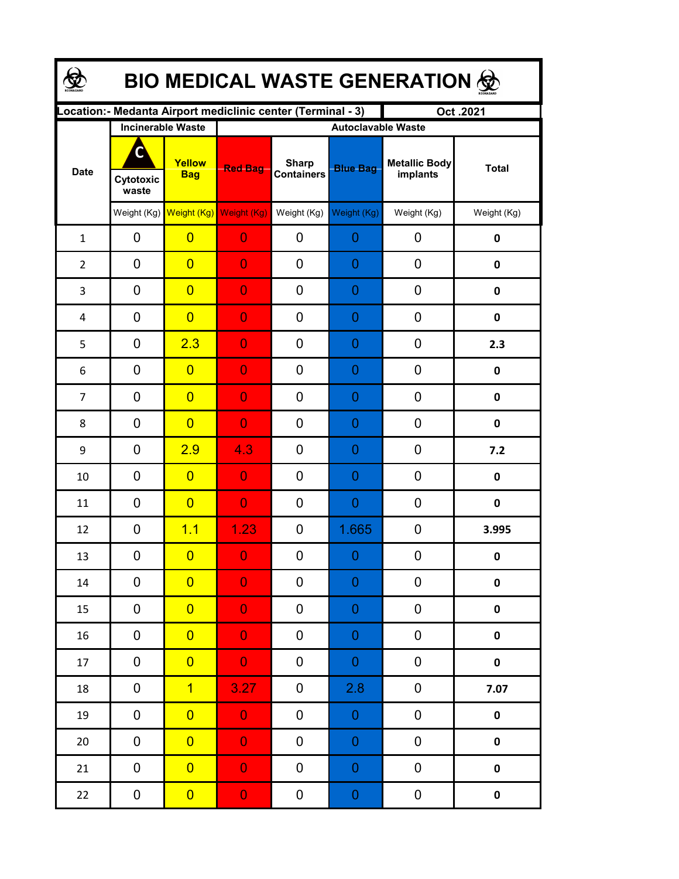# BIO MEDICAL WASTE GENERATION

| Location:- Medanta Airport mediclinic center (Terminal - 3) | | | | | | | Oct .2021 |
|---|---|---|---|---|---|---|---|
| Date | Incinerable Waste | | Autoclavable Waste | | | | |
| | C Cytotoxic waste | Yellow Bag | Red Bag | Sharp Containers | Blue Bag | Metallic Body implants | Total |
| | Weight (Kg) | Weight (Kg) | Weight (Kg) | Weight (Kg) | Weight (Kg) | Weight (Kg) | Weight (Kg) |
| 1 | 0 | 0 | 0 | 0 | 0 | 0 | **0** |
| 2 | 0 | 0 | 0 | 0 | 0 | 0 | **0** |
| 3 | 0 | 0 | 0 | 0 | 0 | 0 | **0** |
| 4 | 0 | 0 | 0 | 0 | 0 | 0 | **0** |
| 5 | 0 | 2.3 | 0 | 0 | 0 | 0 | **2.3** |
| 6 | 0 | 0 | 0 | 0 | 0 | 0 | **0** |
| 7 | 0 | 0 | 0 | 0 | 0 | 0 | **0** |
| 8 | 0 | 0 | 0 | 0 | 0 | 0 | **0** |
| 9 | 0 | 2.9 | 4.3 | 0 | 0 | 0 | **7.2** |
| 10 | 0 | 0 | 0 | 0 | 0 | 0 | **0** |
| 11 | 0 | 0 | 0 | 0 | 0 | 0 | **0** |
| 12 | 0 | 1.1 | 1.23 | 0 | 1.665 | 0 | **3.995** |
| 13 | 0 | 0 | 0 | 0 | 0 | 0 | **0** |
| 14 | 0 | 0 | 0 | 0 | 0 | 0 | **0** |
| 15 | 0 | 0 | 0 | 0 | 0 | 0 | **0** |
| 16 | 0 | 0 | 0 | 0 | 0 | 0 | **0** |
| 17 | 0 | 0 | 0 | 0 | 0 | 0 | **0** |
| 18 | 0 | 1 | 3.27 | 0 | 2.8 | 0 | **7.07** |
| 19 | 0 | 0 | 0 | 0 | 0 | 0 | **0** |
| 20 | 0 | 0 | 0 | 0 | 0 | 0 | **0** |
| 21 | 0 | 0 | 0 | 0 | 0 | 0 | **0** |
| 22 | 0 | 0 | 0 | 0 | 0 | 0 | **0** |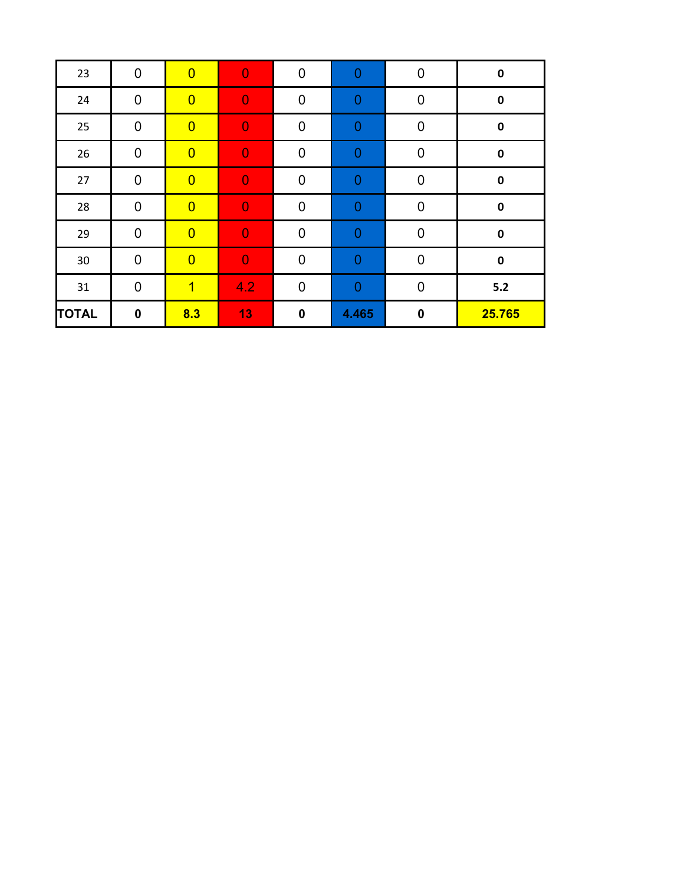| | | | | | | | |
|---|---|---|---|---|---|---|---|
| 23 | 0 | 0 | 0 | 0 | 0 | 0 | **0** |
| 24 | 0 | 0 | 0 | 0 | 0 | 0 | **0** |
| 25 | 0 | 0 | 0 | 0 | 0 | 0 | **0** |
| 26 | 0 | 0 | 0 | 0 | 0 | 0 | **0** |
| 27 | 0 | 0 | 0 | 0 | 0 | 0 | **0** |
| 28 | 0 | 0 | 0 | 0 | 0 | 0 | **0** |
| 29 | 0 | 0 | 0 | 0 | 0 | 0 | **0** |
| 30 | 0 | 0 | 0 | 0 | 0 | 0 | **0** |
| 31 | 0 | 1 | 4.2 | 0 | 0 | 0 | **5.2** |
| **TOTAL** | **0** | **8.3** | **13** | **0** | **4.465** | **0** | **25.765** |